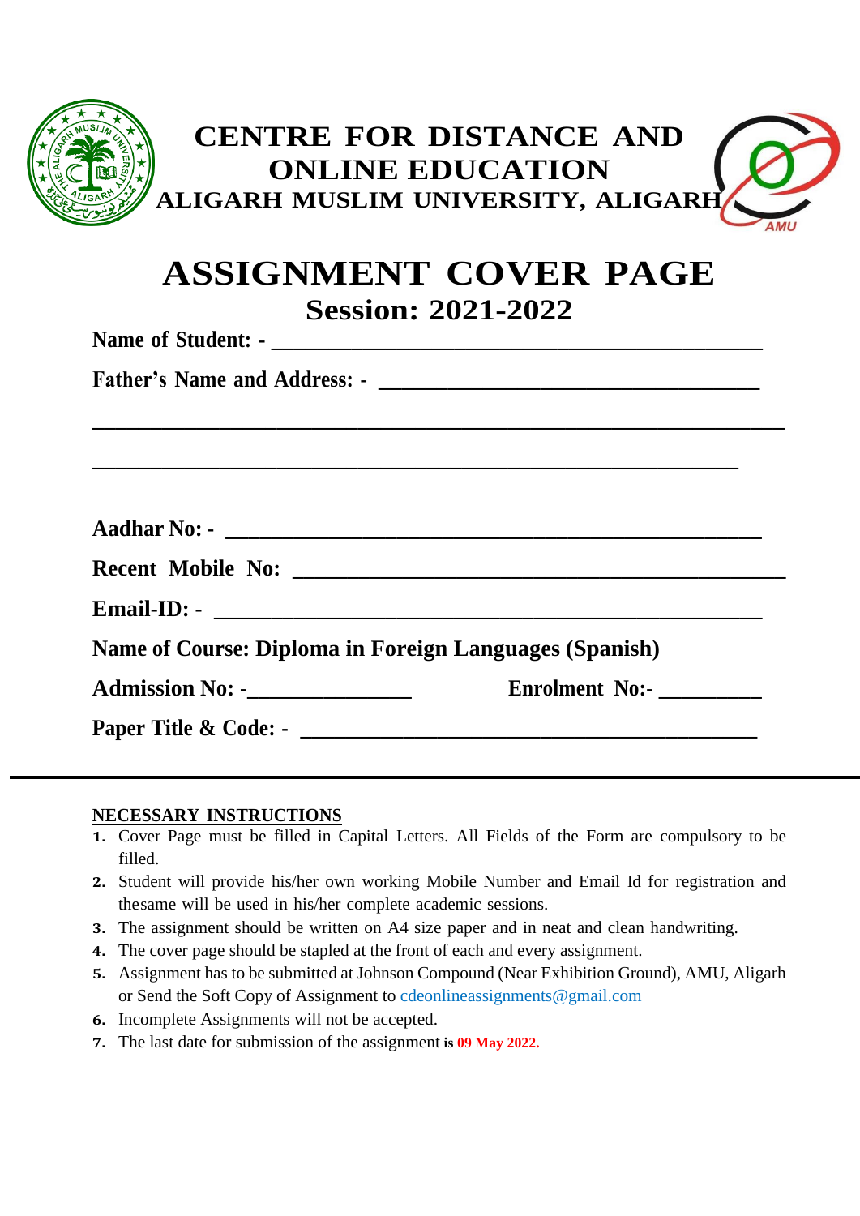# CENTRE FOR DISTANCE AND ONLINE EDUCATION

## ALIGARH MUSLIM UNIVERSITY, ALIGARH

# ASSIGNMENT COVER PAGE

## Session: 2021-2022

**Name of Student: -** ____________________________________________

**Father's Name and Address: -** ___________________________________

_______________________________________________________________

___________________________________________________________

**Aadhar No: -** ______________________________________________

**Recent Mobile No:** _________________________________________

**Email-ID: -** _______________________________________________

**Name of Course: Diploma in Foreign Languages (Spanish)**

**Admission No: -**_______________ **Enrolment No:-** _________

**Paper Title & Code: -** ________________________________________

---

**NECESSARY INSTRUCTIONS**

1. Cover Page must be filled in Capital Letters. All Fields of the Form are compulsory to be filled.
2. Student will provide his/her own working Mobile Number and Email Id for registration and thesame will be used in his/her complete academic sessions.
3. The assignment should be written on A4 size paper and in neat and clean handwriting.
4. The cover page should be stapled at the front of each and every assignment.
5. Assignment has to be submitted at Johnson Compound (Near Exhibition Ground), AMU, Aligarh or Send the Soft Copy of Assignment to cdeonlineassignments@gmail.com
6. Incomplete Assignments will not be accepted.
7. The last date for submission of the assignment **is 09 May 2022.**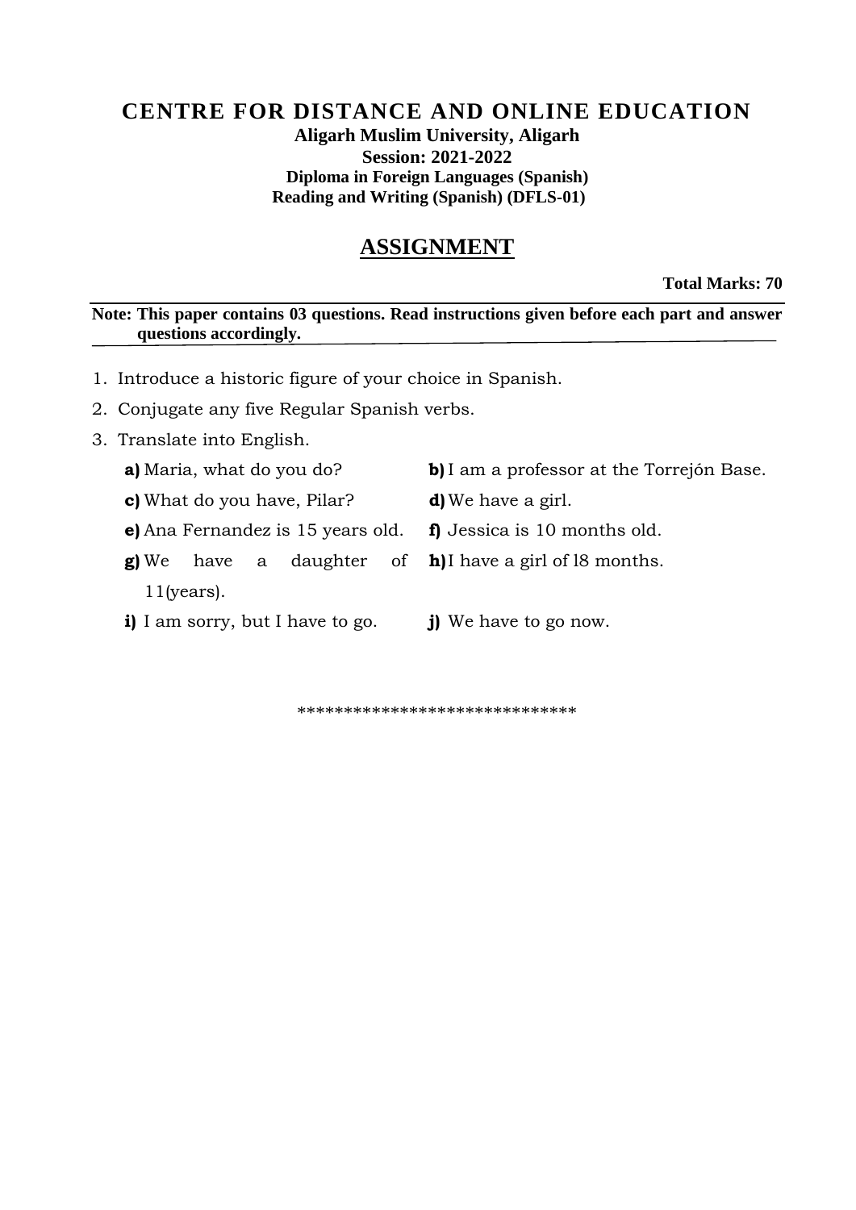# CENTRE FOR DISTANCE AND ONLINE EDUCATION

**Aligarh Muslim University, Aligarh**

**Session: 2021-2022**

**Diploma in Foreign Languages (Spanish)**

**Reading and Writing (Spanish) (DFLS-01)**

## ASSIGNMENT

**Total Marks: 70**

**Note: This paper contains 03 questions. Read instructions given before each part and answer questions accordingly.**

1. Introduce a historic figure of your choice in Spanish.
2. Conjugate any five Regular Spanish verbs.
3. Translate into English.

   **a)** Maria, what do you do?

   **b)** I am a professor at the Torrejón Base.

   **c)** What do you have, Pilar?

   **d)** We have a girl.

   **e)** Ana Fernandez is 15 years old.

   **f)** Jessica is 10 months old.

   **g)** We have a daughter of 11(years).

   **h)** I have a girl of l8 months.

   **i)** I am sorry, but I have to go.

   **j)** We have to go now.

*****************************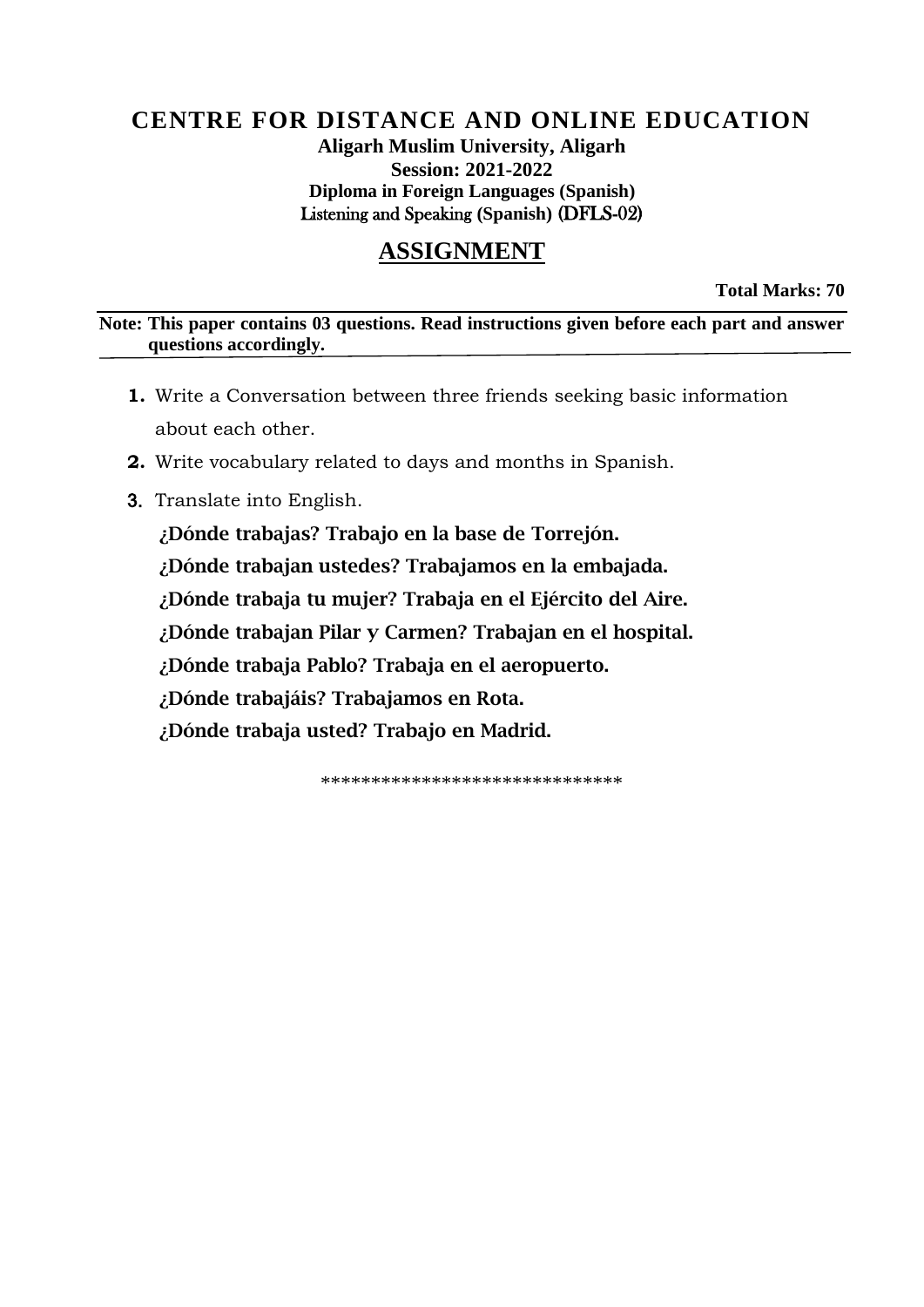# CENTRE FOR DISTANCE AND ONLINE EDUCATION

**Aligarh Muslim University, Aligarh**

**Session: 2021-2022**

**Diploma in Foreign Languages (Spanish)**

**Listening and Speaking (Spanish) (DFLS-02)**

## ASSIGNMENT

**Total Marks: 70**

**Note: This paper contains 03 questions. Read instructions given before each part and answer questions accordingly.**

1. Write a Conversation between three friends seeking basic information about each other.
2. Write vocabulary related to days and months in Spanish.
3. Translate into English.

   **¿Dónde trabajas? Trabajo en la base de Torrejón.**

   **¿Dónde trabajan ustedes? Trabajamos en la embajada.**

   **¿Dónde trabaja tu mujer? Trabaja en el Ejército del Aire.**

   **¿Dónde trabajan Pilar y Carmen? Trabajan en el hospital.**

   **¿Dónde trabaja Pablo? Trabaja en el aeropuerto.**

   **¿Dónde trabajáis? Trabajamos en Rota.**

   **¿Dónde trabaja usted? Trabajo en Madrid.**

*****************************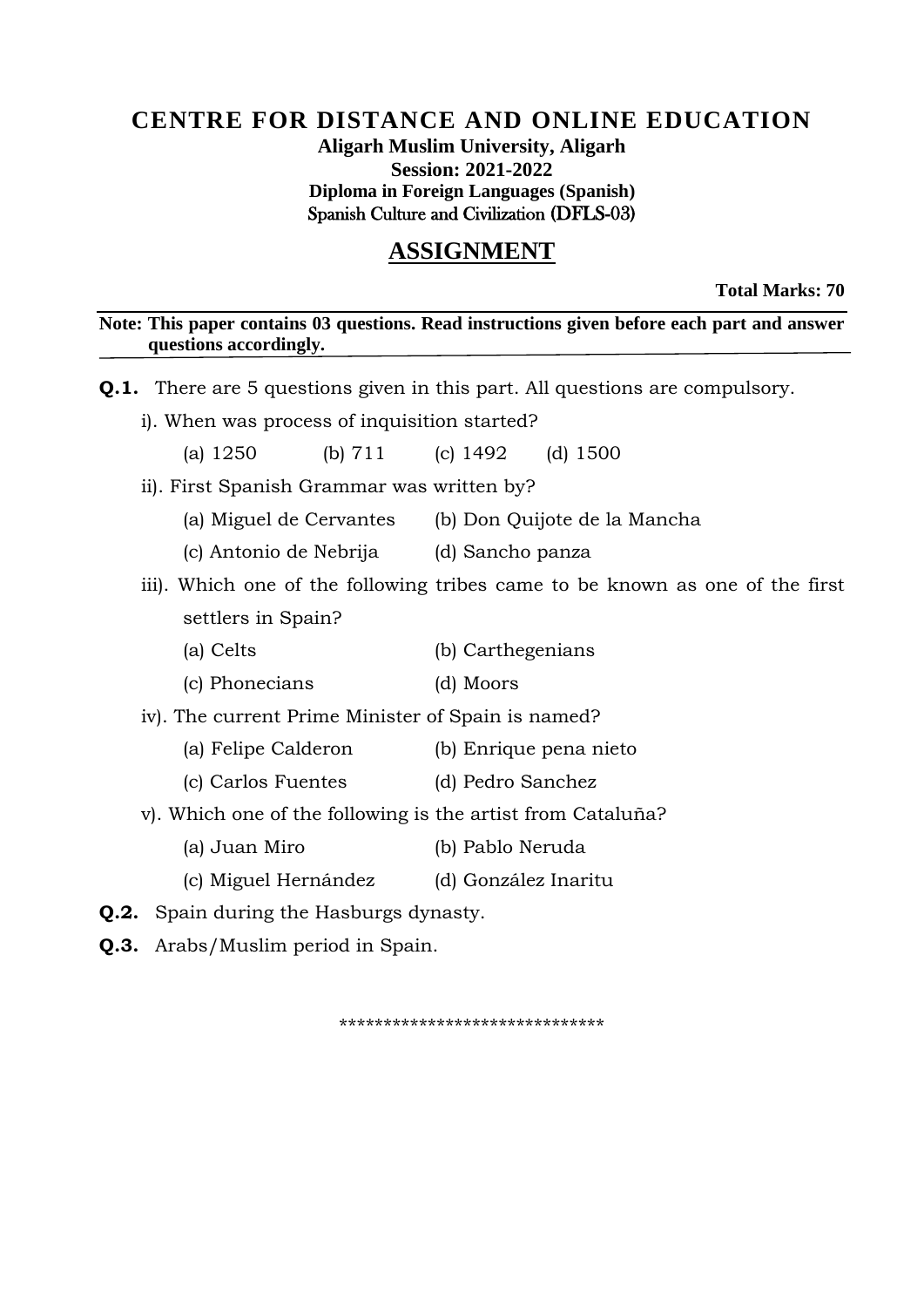# CENTRE FOR DISTANCE AND ONLINE EDUCATION

**Aligarh Muslim University, Aligarh**

**Session: 2021-2022**

**Diploma in Foreign Languages (Spanish)**

Spanish Culture and Civilization (DFLS-03)

## ASSIGNMENT

**Total Marks: 70**

**Note: This paper contains 03 questions. Read instructions given before each part and answer questions accordingly.**

---

**Q.1.** There are 5 questions given in this part. All questions are compulsory.

i). When was process of inquisition started?

(a) 1250 (b) 711 (c) 1492 (d) 1500

ii). First Spanish Grammar was written by?

(a) Miguel de Cervantes (b) Don Quijote de la Mancha

(c) Antonio de Nebrija (d) Sancho panza

iii). Which one of the following tribes came to be known as one of the first settlers in Spain?

(a) Celts (b) Carthegenians

(c) Phonecians (d) Moors

iv). The current Prime Minister of Spain is named?

(a) Felipe Calderon (b) Enrique pena nieto

(c) Carlos Fuentes (d) Pedro Sanchez

v). Which one of the following is the artist from Cataluña?

(a) Juan Miro (b) Pablo Neruda

(c) Miguel Hernández (d) González Inaritu

**Q.2.** Spain during the Hasburgs dynasty.

**Q.3.** Arabs/Muslim period in Spain.

*****************************